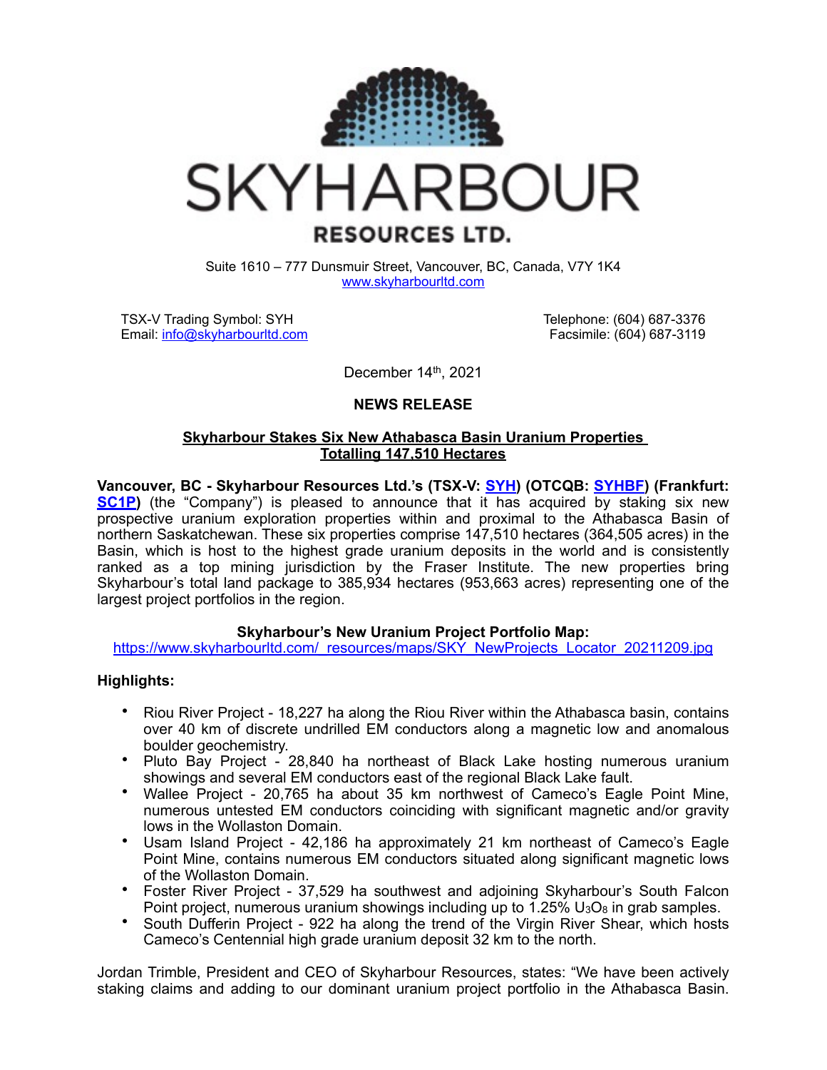# SKYHARBOUR

## RESOURCES LTD.

Suite 1610 – 777 Dunsmuir Street, Vancouver, BC, Canada, V7Y 1K4
www.skyharbourltd.com

TSX-V Trading Symbol: SYH
Email: info@skyharbourltd.com

Telephone: (604) 687-3376
Facsimile: (604) 687-3119

December 14th, 2021

**NEWS RELEASE**

**Skyharbour Stakes Six New Athabasca Basin Uranium Properties Totalling 147,510 Hectares**

**Vancouver, BC - Skyharbour Resources Ltd.'s (TSX-V: SYH) (OTCQB: SYHBF) (Frankfurt: SC1P)** (the "Company") is pleased to announce that it has acquired by staking six new prospective uranium exploration properties within and proximal to the Athabasca Basin of northern Saskatchewan. These six properties comprise 147,510 hectares (364,505 acres) in the Basin, which is host to the highest grade uranium deposits in the world and is consistently ranked as a top mining jurisdiction by the Fraser Institute. The new properties bring Skyharbour's total land package to 385,934 hectares (953,663 acres) representing one of the largest project portfolios in the region.

**Skyharbour's New Uranium Project Portfolio Map:**
https://www.skyharbourltd.com/_resources/maps/SKY_NewProjects_Locator_20211209.jpg

**Highlights:**

- Riou River Project - 18,227 ha along the Riou River within the Athabasca basin, contains over 40 km of discrete undrilled EM conductors along a magnetic low and anomalous boulder geochemistry.
- Pluto Bay Project - 28,840 ha northeast of Black Lake hosting numerous uranium showings and several EM conductors east of the regional Black Lake fault.
- Wallee Project - 20,765 ha about 35 km northwest of Cameco's Eagle Point Mine, numerous untested EM conductors coinciding with significant magnetic and/or gravity lows in the Wollaston Domain.
- Usam Island Project - 42,186 ha approximately 21 km northeast of Cameco's Eagle Point Mine, contains numerous EM conductors situated along significant magnetic lows of the Wollaston Domain.
- Foster River Project - 37,529 ha southwest and adjoining Skyharbour's South Falcon Point project, numerous uranium showings including up to 1.25% $U_3O_8$ in grab samples.
- South Dufferin Project - 922 ha along the trend of the Virgin River Shear, which hosts Cameco's Centennial high grade uranium deposit 32 km to the north.

Jordan Trimble, President and CEO of Skyharbour Resources, states: "We have been actively staking claims and adding to our dominant uranium project portfolio in the Athabasca Basin.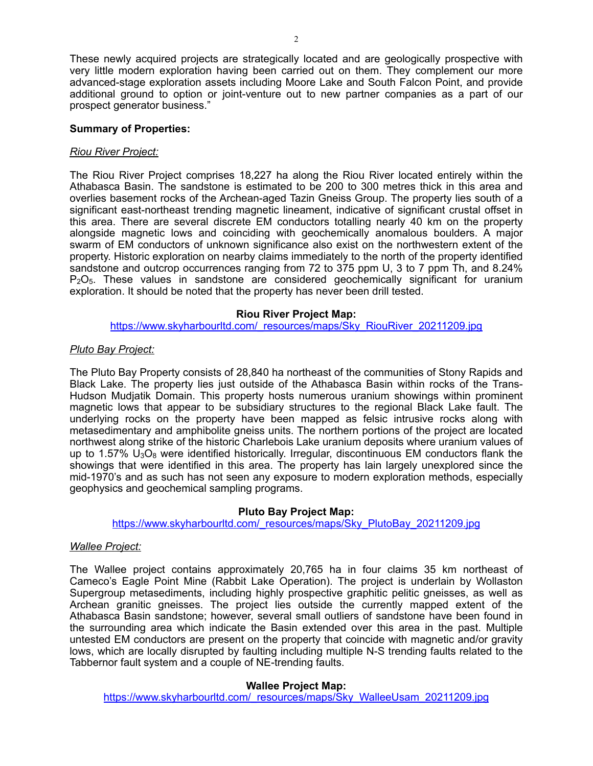These newly acquired projects are strategically located and are geologically prospective with very little modern exploration having been carried out on them. They complement our more advanced-stage exploration assets including Moore Lake and South Falcon Point, and provide additional ground to option or joint-venture out to new partner companies as a part of our prospect generator business."

**Summary of Properties:**

*Riou River Project:*

The Riou River Project comprises 18,227 ha along the Riou River located entirely within the Athabasca Basin. The sandstone is estimated to be 200 to 300 metres thick in this area and overlies basement rocks of the Archean-aged Tazin Gneiss Group. The property lies south of a significant east-northeast trending magnetic lineament, indicative of significant crustal offset in this area. There are several discrete EM conductors totalling nearly 40 km on the property alongside magnetic lows and coinciding with geochemically anomalous boulders. A major swarm of EM conductors of unknown significance also exist on the northwestern extent of the property. Historic exploration on nearby claims immediately to the north of the property identified sandstone and outcrop occurrences ranging from 72 to 375 ppm U, 3 to 7 ppm Th, and 8.24% $P_2O_5$. These values in sandstone are considered geochemically significant for uranium exploration. It should be noted that the property has never been drill tested.

**Riou River Project Map:**
https://www.skyharbourltd.com/_resources/maps/Sky_RiouRiver_20211209.jpg

*Pluto Bay Project:*

The Pluto Bay Property consists of 28,840 ha northeast of the communities of Stony Rapids and Black Lake. The property lies just outside of the Athabasca Basin within rocks of the Trans-Hudson Mudjatik Domain. This property hosts numerous uranium showings within prominent magnetic lows that appear to be subsidiary structures to the regional Black Lake fault. The underlying rocks on the property have been mapped as felsic intrusive rocks along with metasedimentary and amphibolite gneiss units. The northern portions of the project are located northwest along strike of the historic Charlebois Lake uranium deposits where uranium values of up to 1.57% $U_3O_8$ were identified historically. Irregular, discontinuous EM conductors flank the showings that were identified in this area. The property has lain largely unexplored since the mid-1970's and as such has not seen any exposure to modern exploration methods, especially geophysics and geochemical sampling programs.

**Pluto Bay Project Map:**
https://www.skyharbourltd.com/_resources/maps/Sky_PlutoBay_20211209.jpg

*Wallee Project:*

The Wallee project contains approximately 20,765 ha in four claims 35 km northeast of Cameco's Eagle Point Mine (Rabbit Lake Operation). The project is underlain by Wollaston Supergroup metasediments, including highly prospective graphitic pelitic gneisses, as well as Archean granitic gneisses. The project lies outside the currently mapped extent of the Athabasca Basin sandstone; however, several small outliers of sandstone have been found in the surrounding area which indicate the Basin extended over this area in the past. Multiple untested EM conductors are present on the property that coincide with magnetic and/or gravity lows, which are locally disrupted by faulting including multiple N-S trending faults related to the Tabbernor fault system and a couple of NE-trending faults.

**Wallee Project Map:**
https://www.skyharbourltd.com/_resources/maps/Sky_WalleeUsam_20211209.jpg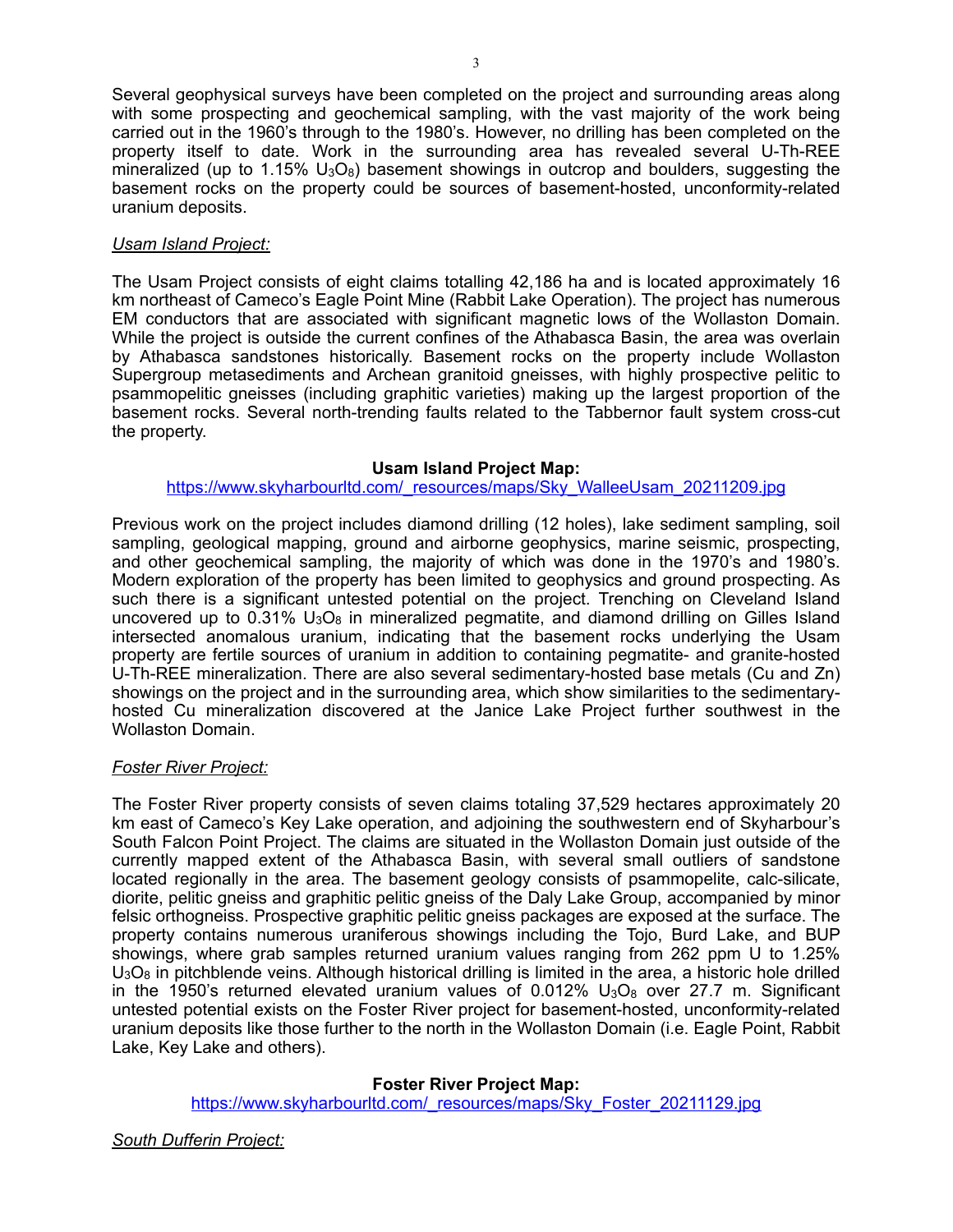Several geophysical surveys have been completed on the project and surrounding areas along with some prospecting and geochemical sampling, with the vast majority of the work being carried out in the 1960's through to the 1980's. However, no drilling has been completed on the property itself to date. Work in the surrounding area has revealed several U-Th-REE mineralized (up to 1.15% $U_3O_8$) basement showings in outcrop and boulders, suggesting the basement rocks on the property could be sources of basement-hosted, unconformity-related uranium deposits.

*Usam Island Project:*

The Usam Project consists of eight claims totalling 42,186 ha and is located approximately 16 km northeast of Cameco's Eagle Point Mine (Rabbit Lake Operation). The project has numerous EM conductors that are associated with significant magnetic lows of the Wollaston Domain. While the project is outside the current confines of the Athabasca Basin, the area was overlain by Athabasca sandstones historically. Basement rocks on the property include Wollaston Supergroup metasediments and Archean granitoid gneisses, with highly prospective pelitic to psammopelitic gneisses (including graphitic varieties) making up the largest proportion of the basement rocks. Several north-trending faults related to the Tabbernor fault system cross-cut the property.

**Usam Island Project Map:**
https://www.skyharbourltd.com/_resources/maps/Sky_WalleeUsam_20211209.jpg

Previous work on the project includes diamond drilling (12 holes), lake sediment sampling, soil sampling, geological mapping, ground and airborne geophysics, marine seismic, prospecting, and other geochemical sampling, the majority of which was done in the 1970's and 1980's. Modern exploration of the property has been limited to geophysics and ground prospecting. As such there is a significant untested potential on the project. Trenching on Cleveland Island uncovered up to 0.31% $U_3O_8$ in mineralized pegmatite, and diamond drilling on Gilles Island intersected anomalous uranium, indicating that the basement rocks underlying the Usam property are fertile sources of uranium in addition to containing pegmatite- and granite-hosted U-Th-REE mineralization. There are also several sedimentary-hosted base metals (Cu and Zn) showings on the project and in the surrounding area, which show similarities to the sedimentary-hosted Cu mineralization discovered at the Janice Lake Project further southwest in the Wollaston Domain.

*Foster River Project:*

The Foster River property consists of seven claims totaling 37,529 hectares approximately 20 km east of Cameco's Key Lake operation, and adjoining the southwestern end of Skyharbour's South Falcon Point Project. The claims are situated in the Wollaston Domain just outside of the currently mapped extent of the Athabasca Basin, with several small outliers of sandstone located regionally in the area. The basement geology consists of psammopelite, calc-silicate, diorite, pelitic gneiss and graphitic pelitic gneiss of the Daly Lake Group, accompanied by minor felsic orthogneiss. Prospective graphitic pelitic gneiss packages are exposed at the surface. The property contains numerous uraniferous showings including the Tojo, Burd Lake, and BUP showings, where grab samples returned uranium values ranging from 262 ppm U to 1.25% $U_3O_8$ in pitchblende veins. Although historical drilling is limited in the area, a historic hole drilled in the 1950's returned elevated uranium values of 0.012% $U_3O_8$ over 27.7 m. Significant untested potential exists on the Foster River project for basement-hosted, unconformity-related uranium deposits like those further to the north in the Wollaston Domain (i.e. Eagle Point, Rabbit Lake, Key Lake and others).

**Foster River Project Map:**
https://www.skyharbourltd.com/_resources/maps/Sky_Foster_20211129.jpg

*South Dufferin Project:*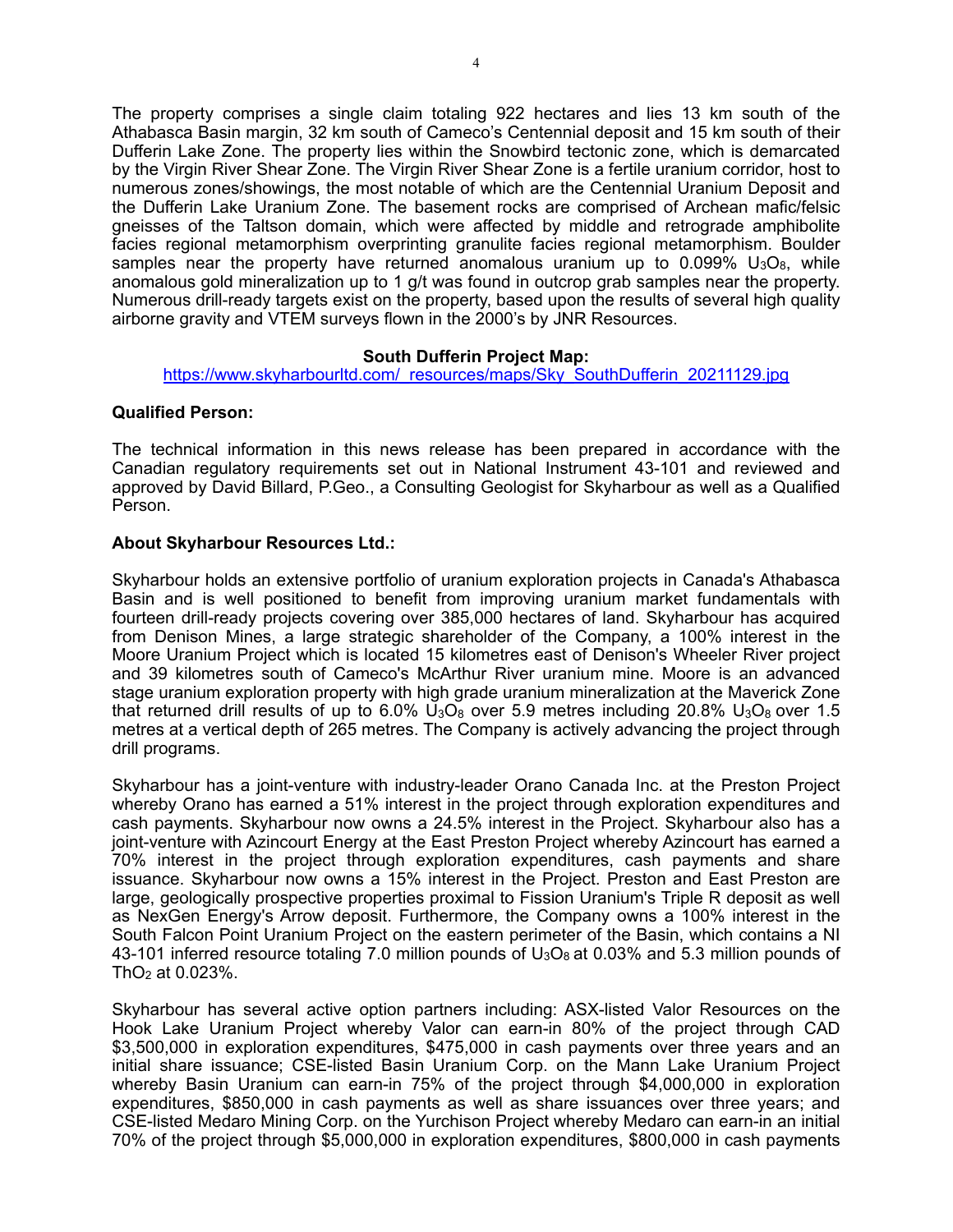The property comprises a single claim totaling 922 hectares and lies 13 km south of the Athabasca Basin margin, 32 km south of Cameco's Centennial deposit and 15 km south of their Dufferin Lake Zone. The property lies within the Snowbird tectonic zone, which is demarcated by the Virgin River Shear Zone. The Virgin River Shear Zone is a fertile uranium corridor, host to numerous zones/showings, the most notable of which are the Centennial Uranium Deposit and the Dufferin Lake Uranium Zone. The basement rocks are comprised of Archean mafic/felsic gneisses of the Taltson domain, which were affected by middle and retrograde amphibolite facies regional metamorphism overprinting granulite facies regional metamorphism. Boulder samples near the property have returned anomalous uranium up to 0.099% $U_3O_8$, while anomalous gold mineralization up to 1 g/t was found in outcrop grab samples near the property. Numerous drill-ready targets exist on the property, based upon the results of several high quality airborne gravity and VTEM surveys flown in the 2000's by JNR Resources.

**South Dufferin Project Map:**
https://www.skyharbourltd.com/_resources/maps/Sky_SouthDufferin_20211129.jpg

**Qualified Person:**

The technical information in this news release has been prepared in accordance with the Canadian regulatory requirements set out in National Instrument 43-101 and reviewed and approved by David Billard, P.Geo., a Consulting Geologist for Skyharbour as well as a Qualified Person.

**About Skyharbour Resources Ltd.:**

Skyharbour holds an extensive portfolio of uranium exploration projects in Canada's Athabasca Basin and is well positioned to benefit from improving uranium market fundamentals with fourteen drill-ready projects covering over 385,000 hectares of land. Skyharbour has acquired from Denison Mines, a large strategic shareholder of the Company, a 100% interest in the Moore Uranium Project which is located 15 kilometres east of Denison's Wheeler River project and 39 kilometres south of Cameco's McArthur River uranium mine. Moore is an advanced stage uranium exploration property with high grade uranium mineralization at the Maverick Zone that returned drill results of up to 6.0% $U_3O_8$ over 5.9 metres including 20.8% $U_3O_8$ over 1.5 metres at a vertical depth of 265 metres. The Company is actively advancing the project through drill programs.

Skyharbour has a joint-venture with industry-leader Orano Canada Inc. at the Preston Project whereby Orano has earned a 51% interest in the project through exploration expenditures and cash payments. Skyharbour now owns a 24.5% interest in the Project. Skyharbour also has a joint-venture with Azincourt Energy at the East Preston Project whereby Azincourt has earned a 70% interest in the project through exploration expenditures, cash payments and share issuance. Skyharbour now owns a 15% interest in the Project. Preston and East Preston are large, geologically prospective properties proximal to Fission Uranium's Triple R deposit as well as NexGen Energy's Arrow deposit. Furthermore, the Company owns a 100% interest in the South Falcon Point Uranium Project on the eastern perimeter of the Basin, which contains a NI 43-101 inferred resource totaling 7.0 million pounds of $U_3O_8$ at 0.03% and 5.3 million pounds of $ThO_2$ at 0.023%.

Skyharbour has several active option partners including: ASX-listed Valor Resources on the Hook Lake Uranium Project whereby Valor can earn-in 80% of the project through CAD $3,500,000 in exploration expenditures, $475,000 in cash payments over three years and an initial share issuance; CSE-listed Basin Uranium Corp. on the Mann Lake Uranium Project whereby Basin Uranium can earn-in 75% of the project through $4,000,000 in exploration expenditures, $850,000 in cash payments as well as share issuances over three years; and CSE-listed Medaro Mining Corp. on the Yurchison Project whereby Medaro can earn-in an initial 70% of the project through $5,000,000 in exploration expenditures, $800,000 in cash payments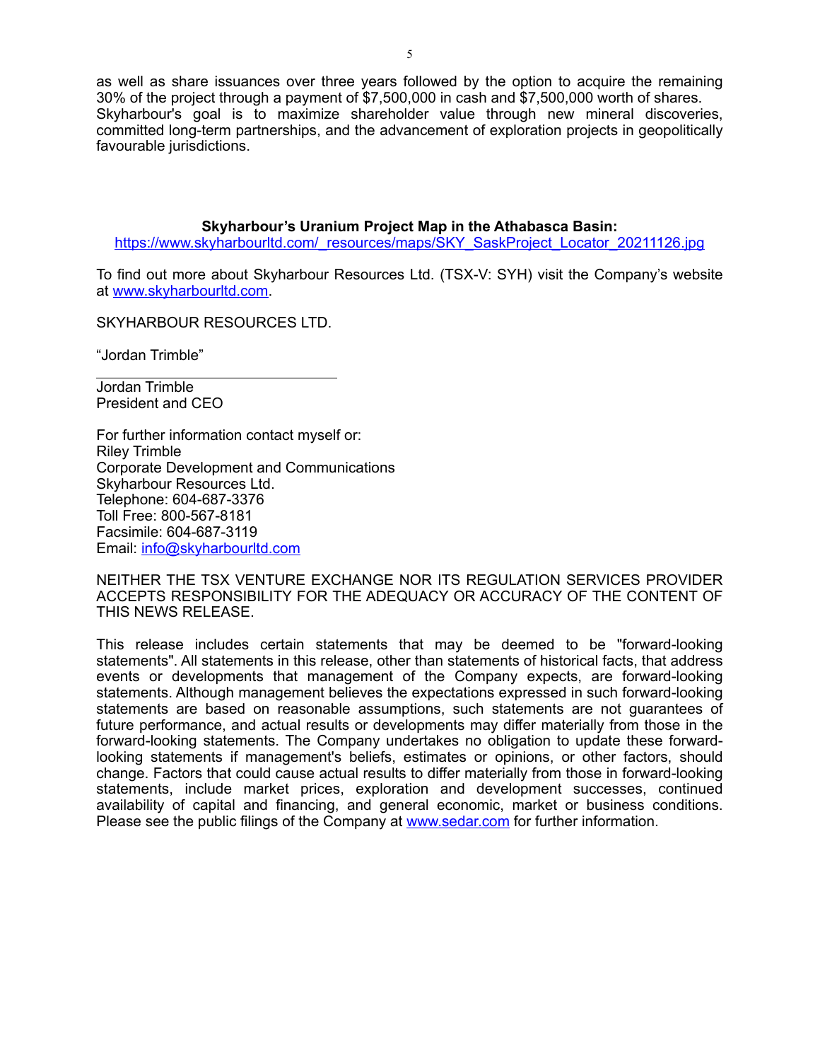as well as share issuances over three years followed by the option to acquire the remaining 30% of the project through a payment of $7,500,000 in cash and $7,500,000 worth of shares. Skyharbour's goal is to maximize shareholder value through new mineral discoveries, committed long-term partnerships, and the advancement of exploration projects in geopolitically favourable jurisdictions.

**Skyharbour's Uranium Project Map in the Athabasca Basin:**
https://www.skyharbourltd.com/_resources/maps/SKY_SaskProject_Locator_20211126.jpg

To find out more about Skyharbour Resources Ltd. (TSX-V: SYH) visit the Company's website at www.skyharbourltd.com.

SKYHARBOUR RESOURCES LTD.

"Jordan Trimble"

Jordan Trimble
President and CEO

For further information contact myself or:
Riley Trimble
Corporate Development and Communications
Skyharbour Resources Ltd.
Telephone: 604-687-3376
Toll Free: 800-567-8181
Facsimile: 604-687-3119
Email: info@skyharbourltd.com

NEITHER THE TSX VENTURE EXCHANGE NOR ITS REGULATION SERVICES PROVIDER ACCEPTS RESPONSIBILITY FOR THE ADEQUACY OR ACCURACY OF THE CONTENT OF THIS NEWS RELEASE.

This release includes certain statements that may be deemed to be "forward-looking statements". All statements in this release, other than statements of historical facts, that address events or developments that management of the Company expects, are forward-looking statements. Although management believes the expectations expressed in such forward-looking statements are based on reasonable assumptions, such statements are not guarantees of future performance, and actual results or developments may differ materially from those in the forward-looking statements. The Company undertakes no obligation to update these forward-looking statements if management's beliefs, estimates or opinions, or other factors, should change. Factors that could cause actual results to differ materially from those in forward-looking statements, include market prices, exploration and development successes, continued availability of capital and financing, and general economic, market or business conditions. Please see the public filings of the Company at www.sedar.com for further information.